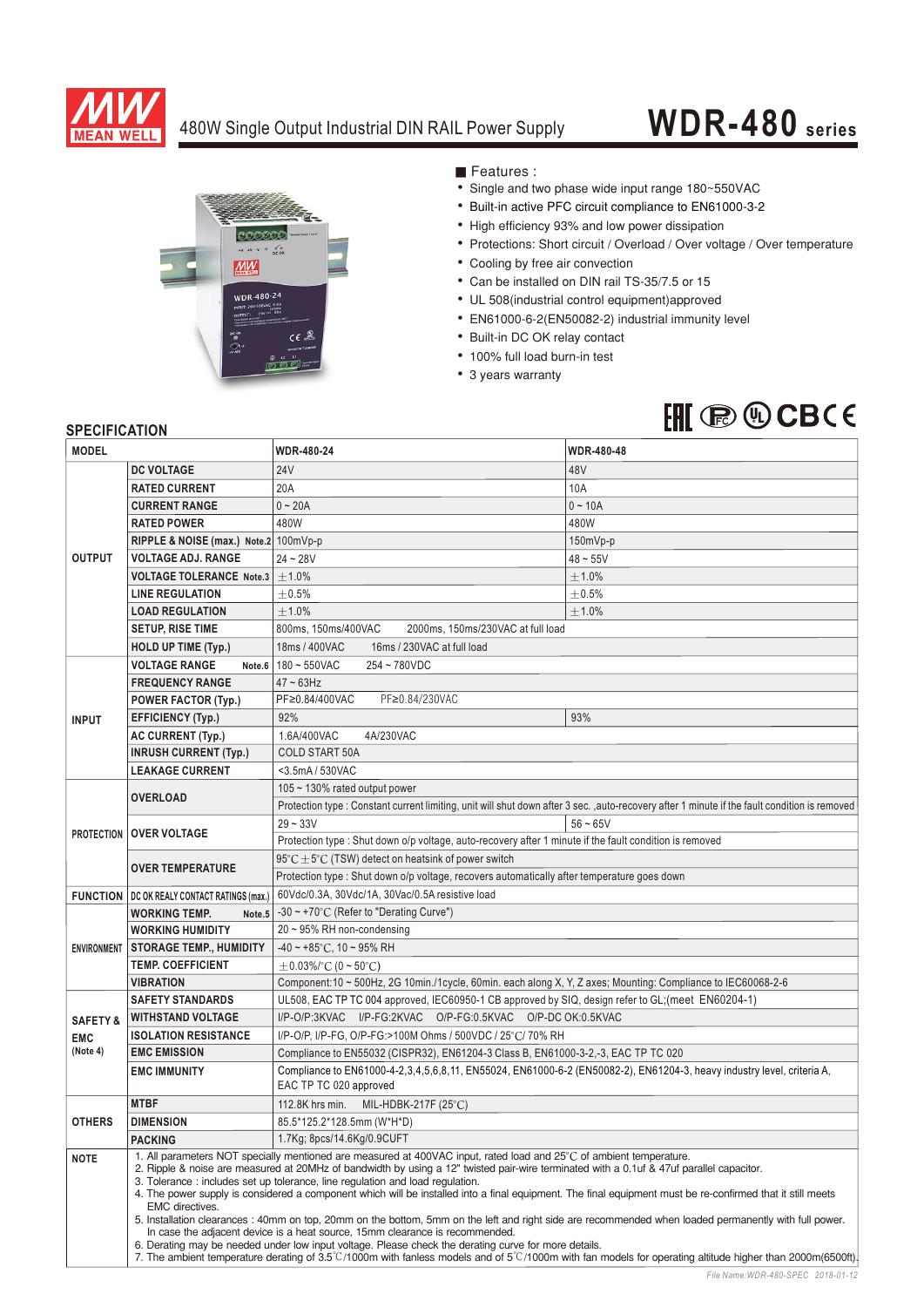# 480W Single Output Industrial DIN RAIL Power Supply

## WDR-480 series

■ Features :

- Single and two phase wide input range 180~550VAC
- Built-in active PFC circuit compliance to EN61000-3-2
- High efficiency 93% and low power dissipation
- Protections: Short circuit / Overload / Over voltage / Over temperature
- Cooling by free air convection
- Can be installed on DIN rail TS-35/7.5 or 15
- UL 508(industrial control equipment)approved
- EN61000-6-2(EN50082-2) industrial immunity level
- Built-in DC OK relay contact
- 100% full load burn-in test
- 3 years warranty

## SPECIFICATION

| MODEL | | WDR-480-24 | WDR-480-48 |
|---|---|---|---|
| OUTPUT | DC VOLTAGE | 24V | 48V |
| | RATED CURRENT | 20A | 10A |
| | CURRENT RANGE | 0 ~ 20A | 0 ~ 10A |
| | RATED POWER | 480W | 480W |
| | RIPPLE & NOISE (max.) Note.2 | 100mVp-p | 150mVp-p |
| | VOLTAGE ADJ. RANGE | 24 ~ 28V | 48 ~ 55V |
| | VOLTAGE TOLERANCE Note.3 | ±1.0% | ±1.0% |
| | LINE REGULATION | ±0.5% | ±0.5% |
| | LOAD REGULATION | ±1.0% | ±1.0% |
| | SETUP, RISE TIME | 800ms, 150ms/400VAC 2000ms, 150ms/230VAC at full load | |
| | HOLD UP TIME (Typ.) | 18ms / 400VAC 16ms / 230VAC at full load | |
| INPUT | VOLTAGE RANGE Note.6 | 180 ~ 550VAC 254 ~ 780VDC | |
| | FREQUENCY RANGE | 47 ~ 63Hz | |
| | POWER FACTOR (Typ.) | PF≥0.84/400VAC PF≥0.84/230VAC | |
| | EFFICIENCY (Typ.) | 92% | 93% |
| | AC CURRENT (Typ.) | 1.6A/400VAC 4A/230VAC | |
| | INRUSH CURRENT (Typ.) | COLD START 50A | |
| | LEAKAGE CURRENT | <3.5mA / 530VAC | |
| PROTECTION | OVERLOAD | 105 ~ 130% rated output power | |
| | | Protection type : Constant current limiting, unit will shut down after 3 sec. ,auto-recovery after 1 minute if the fault condition is removed | |
| | OVER VOLTAGE | 29 ~ 33V | 56 ~ 65V |
| | | Protection type : Shut down o/p voltage, auto-recovery after 1 minute if the fault condition is removed | |
| | OVER TEMPERATURE | 95℃±5℃ (TSW) detect on heatsink of power switch | |
| | | Protection type : Shut down o/p voltage, recovers automatically after temperature goes down | |
| FUNCTION | DC OK REALY CONTACT RATINGS (max.) | 60Vdc/0.3A, 30Vdc/1A, 30Vac/0.5A resistive load | |
| ENVIRONMENT | WORKING TEMP. Note.5 | -30 ~ +70℃ (Refer to "Derating Curve") | |
| | WORKING HUMIDITY | 20 ~ 95% RH non-condensing | |
| | STORAGE TEMP., HUMIDITY | -40 ~ +85℃, 10 ~ 95% RH | |
| | TEMP. COEFFICIENT | ±0.03%/℃ (0 ~ 50℃) | |
| | VIBRATION | Component:10 ~ 500Hz, 2G 10min./1cycle, 60min. each along X, Y, Z axes; Mounting: Compliance to IEC60068-2-6 | |
| SAFETY & EMC (Note 4) | SAFETY STANDARDS | UL508, EAC TP TC 004 approved, IEC60950-1 CB approved by SIQ, design refer to GL;(meet EN60204-1) | |
| | WITHSTAND VOLTAGE | I/P-O/P:3KVAC I/P-FG:2KVAC O/P-FG:0.5KVAC O/P-DC OK:0.5KVAC | |
| | ISOLATION RESISTANCE | I/P-O/P, I/P-FG, O/P-FG:>100M Ohms / 500VDC / 25℃/ 70% RH | |
| | EMC EMISSION | Compliance to EN55032 (CISPR32), EN61204-3 Class B, EN61000-3-2,-3, EAC TP TC 020 | |
| | EMC IMMUNITY | Compliance to EN61000-4-2,3,4,5,6,8,11, EN55024, EN61000-6-2 (EN50082-2), EN61204-3, heavy industry level, criteria A, EAC TP TC 020 approved | |
| OTHERS | MTBF | 112.8K hrs min. MIL-HDBK-217F (25℃) | |
| | DIMENSION | 85.5*125.2*128.5mm (W*H*D) | |
| | PACKING | 1.7Kg; 8pcs/14.6Kg/0.9CUFT | |

**NOTE**

1. All parameters NOT specially mentioned are measured at 400VAC input, rated load and 25℃ of ambient temperature.
2. Ripple & noise are measured at 20MHz of bandwidth by using a 12" twisted pair-wire terminated with a 0.1uf & 47uf parallel capacitor.
3. Tolerance : includes set up tolerance, line regulation and load regulation.
4. The power supply is considered a component which will be installed into a final equipment. The final equipment must be re-confirmed that it still meets EMC directives.
5. Installation clearances : 40mm on top, 20mm on the bottom, 5mm on the left and right side are recommended when loaded permanently with full power. In case the adjacent device is a heat source, 15mm clearance is recommended.
6. Derating may be needed under low input voltage. Please check the derating curve for more details.
7. The ambient temperature derating of 3.5℃/1000m with fanless models and of 5℃/1000m with fan models for operating altitude higher than 2000m(6500ft).

File Name:WDR-480-SPEC 2018-01-12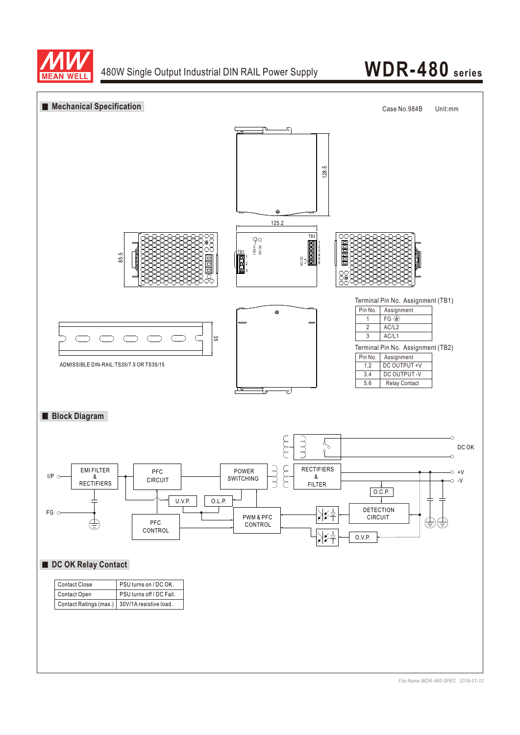## Mechanical Specification

Case No.984B Unit:mm

128.5

125.2

85.5

35

ADMISSIBLE DIN-RAIL:TS35/7.5 OR TS35/15

Terminal Pin No. Assignment (TB1)

| Pin No. | Assignment |
|---|---|
| 1 | FG ⏚ |
| 2 | AC/L2 |
| 3 | AC/L1 |

Terminal Pin No. Assignment (TB2)

| Pin No. | Assignment |
|---|---|
| 1,2 | DC OUTPUT +V |
| 3,4 | DC OUTPUT -V |
| 5,6 | Relay Contact |

## Block Diagram

I/P, FG, EMI FILTER & RECTIFIERS, PFC CIRCUIT, POWER SWITCHING, RECTIFIERS & FILTER, DC OK, +V, -V, O.C.P., U.V.P., O.L.P., PFC CONTROL, PWM & PFC CONTROL, DETECTION CIRCUIT, O.V.P.

## DC OK Relay Contact

| Contact Close | PSU turns on / DC OK. |
|---|---|
| Contact Open | PSU turns off / DC Fail. |
| Contact Ratings (max.) | 30V/1A resistive load. |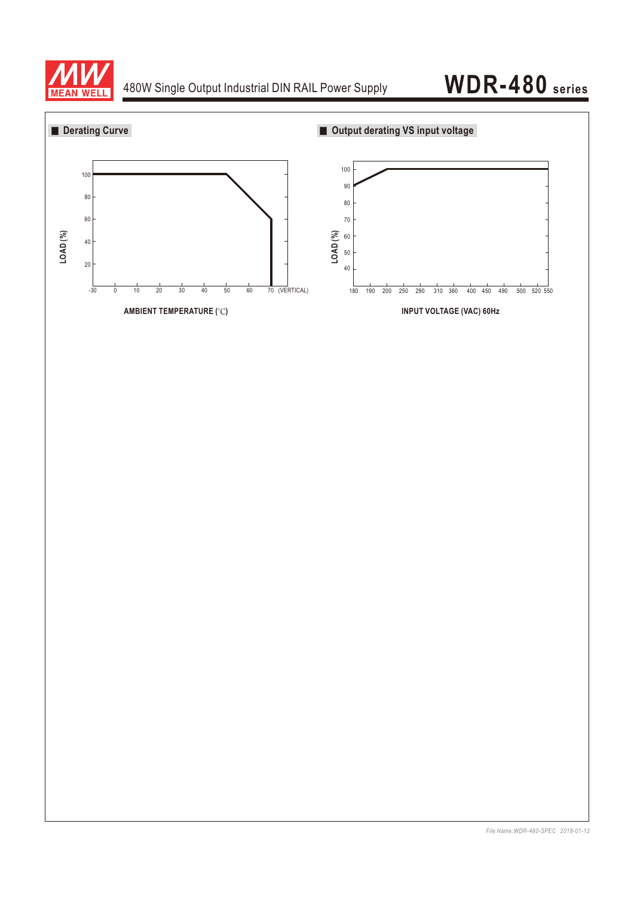■ Derating Curve

LOAD (%)

100

80

60

40

20

-30 0 10 20 30 40 50 60 70 (VERTICAL)

AMBIENT TEMPERATURE (℃)

■ Output derating VS input voltage

LOAD (%)

100

90

80

70

60

50

40

180 190 200 250 290 310 360 400 450 490 500 520 550

INPUT VOLTAGE (VAC) 60Hz

*File Name:WDR-480-SPEC 2018-01-12*